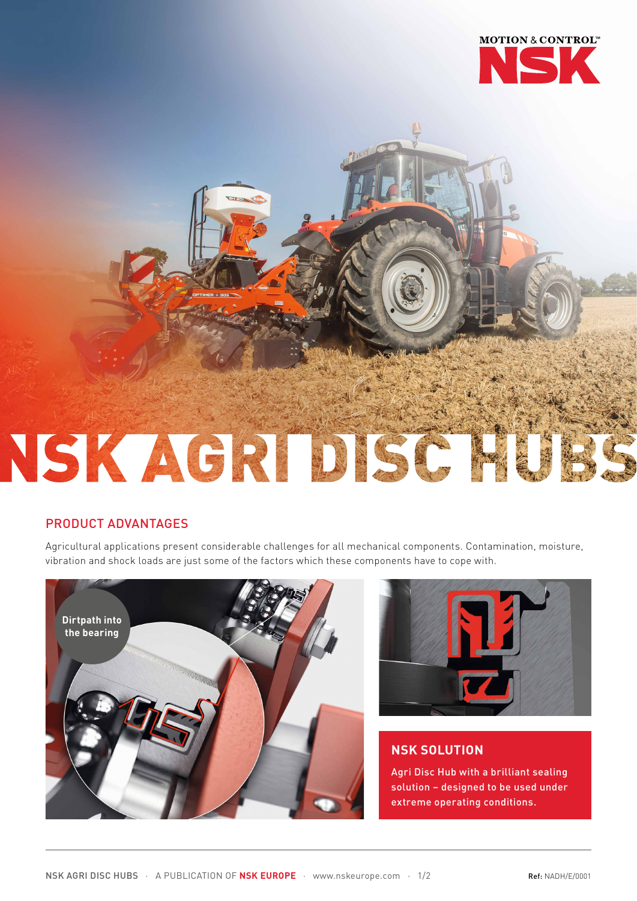MOTION & CONTROL™

NSK

# NSK AGRI DISC HUBS

## PRODUCT ADVANTAGES

Agricultural applications present considerable challenges for all mechanical components. Contamination, moisture, vibration and shock loads are just some of the factors which these components have to cope with.

Dirtpath into the bearing

## NSK SOLUTION

Agri Disc Hub with a brilliant sealing solution – designed to be used under extreme operating conditions.

Ref: NADH/E/0001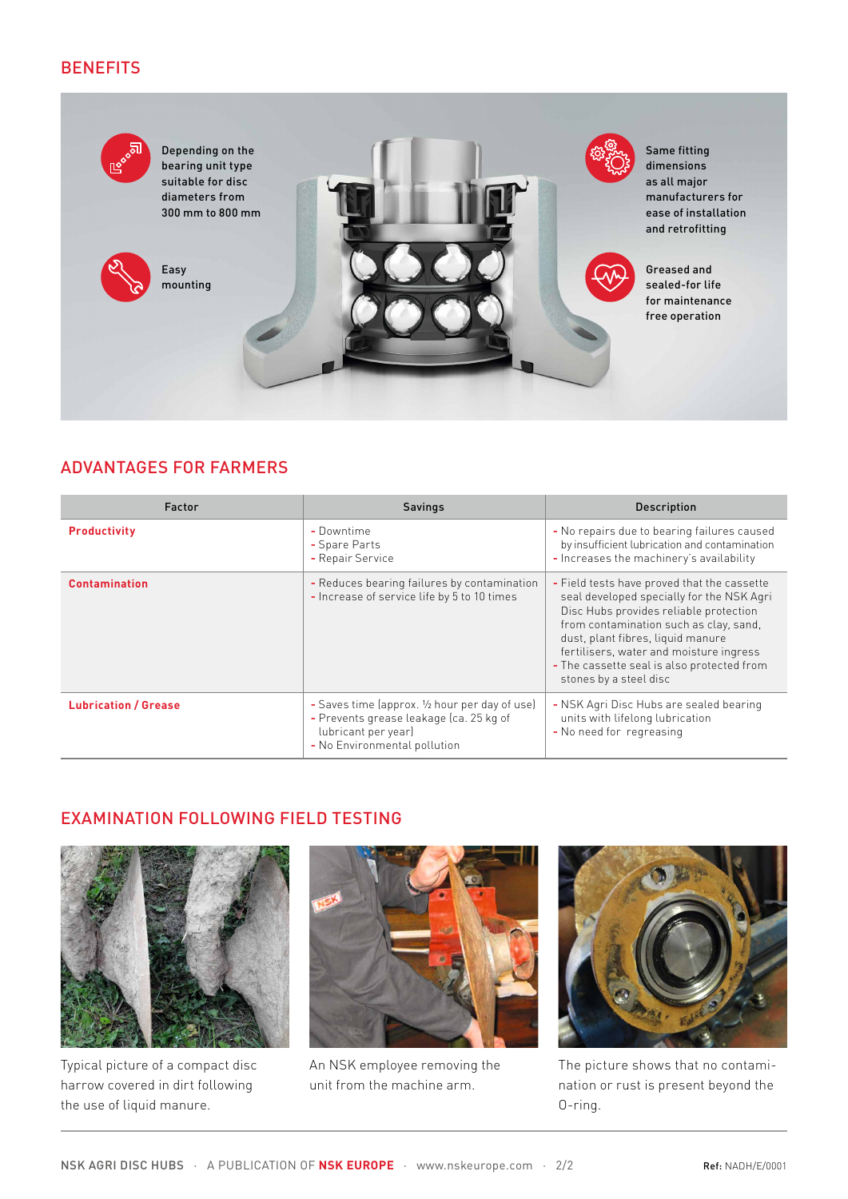## BENEFITS

Depending on the bearing unit type suitable for disc diameters from 300 mm to 800 mm

Easy mounting

Same fitting dimensions as all major manufacturers for ease of installation and retrofitting

Greased and sealed-for life for maintenance free operation

## ADVANTAGES FOR FARMERS

| Factor | Savings | Description |
|---|---|---|
| **Productivity** | - Downtime<br>- Spare Parts<br>- Repair Service | - No repairs due to bearing failures caused by insufficient lubrication and contamination<br>- Increases the machinery's availability |
| **Contamination** | - Reduces bearing failures by contamination<br>- Increase of service life by 5 to 10 times | - Field tests have proved that the cassette seal developed specially for the NSK Agri Disc Hubs provides reliable protection from contamination such as clay, sand, dust, plant fibres, liquid manure fertilisers, water and moisture ingress<br>- The cassette seal is also protected from stones by a steel disc |
| **Lubrication / Grease** | - Saves time (approx. ½ hour per day of use)<br>- Prevents grease leakage (ca. 25 kg of lubricant per year)<br>- No Environmental pollution | - NSK Agri Disc Hubs are sealed bearing units with lifelong lubrication<br>- No need for regreasing |

## EXAMINATION FOLLOWING FIELD TESTING

Typical picture of a compact disc harrow covered in dirt following the use of liquid manure.

An NSK employee removing the unit from the machine arm.

The picture shows that no contamination or rust is present beyond the O-ring.